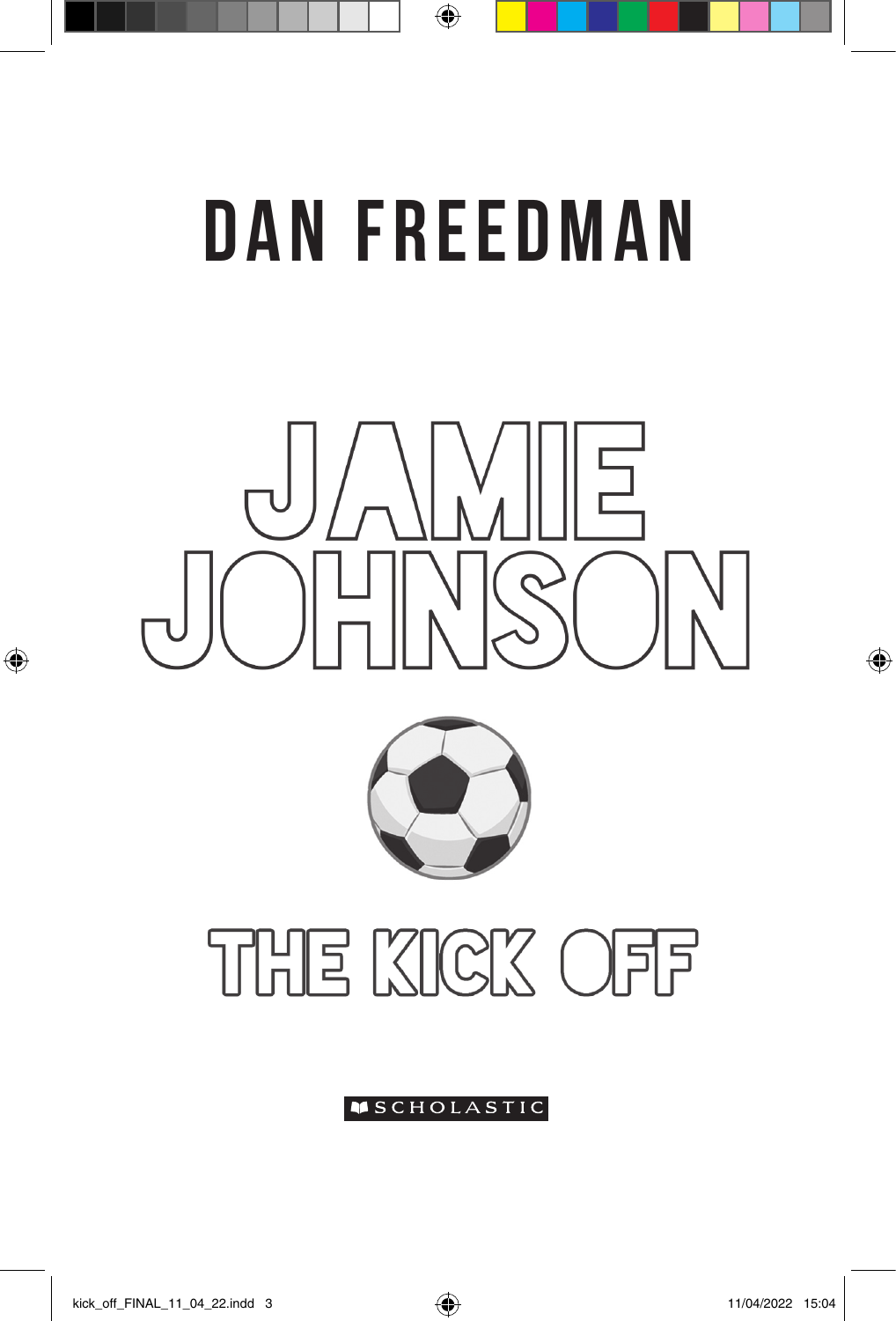DAN FREEDMAN

# JAMIE JOHNSON

## THE KICK OFF

SCHOLASTIC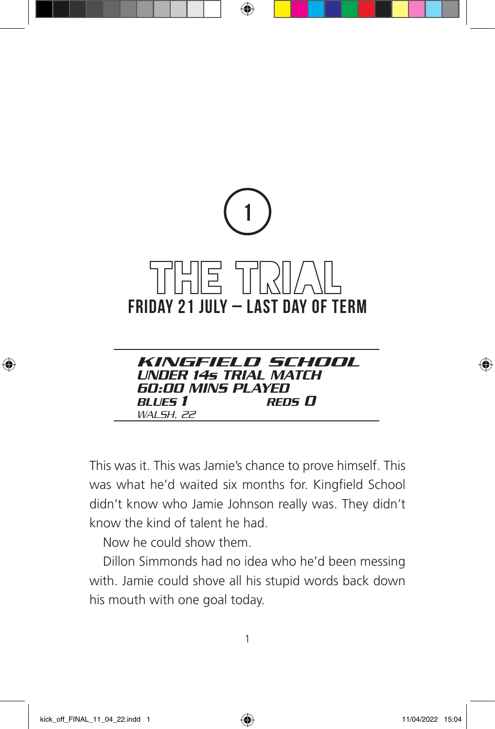# 1

# THE TRIAL

## FRIDAY 21 JULY – LAST DAY OF TERM

**KINGFIELD SCHOOL**
**UNDER 14s TRIAL MATCH**
**60:00 MINS PLAYED**
**BLUES 1** **REDS 0**
*WALSH, 22*

This was it. This was Jamie's chance to prove himself. This was what he'd waited six months for. Kingfield School didn't know who Jamie Johnson really was. They didn't know the kind of talent he had.

Now he could show them.

Dillon Simmonds had no idea who he'd been messing with. Jamie could shove all his stupid words back down his mouth with one goal today.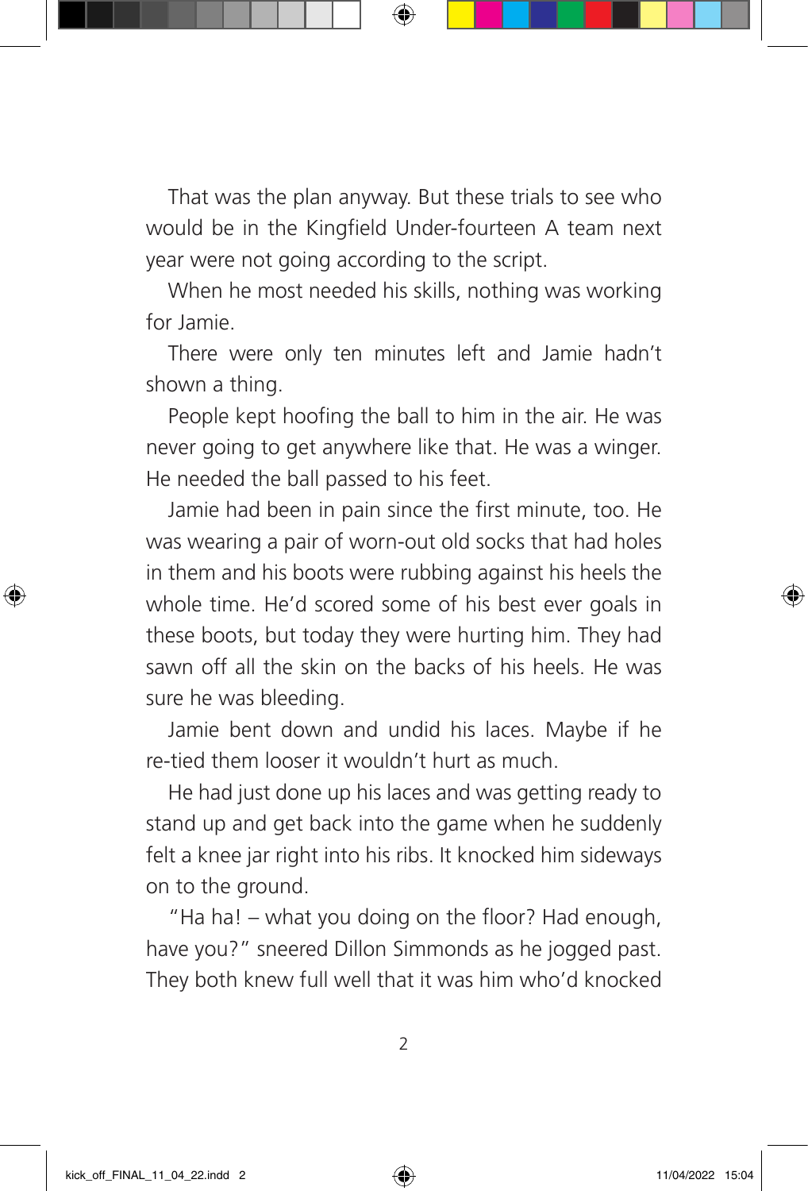That was the plan anyway. But these trials to see who would be in the Kingfield Under-fourteen A team next year were not going according to the script.

When he most needed his skills, nothing was working for Jamie.

There were only ten minutes left and Jamie hadn't shown a thing.

People kept hoofing the ball to him in the air. He was never going to get anywhere like that. He was a winger. He needed the ball passed to his feet.

Jamie had been in pain since the first minute, too. He was wearing a pair of worn-out old socks that had holes in them and his boots were rubbing against his heels the whole time. He'd scored some of his best ever goals in these boots, but today they were hurting him. They had sawn off all the skin on the backs of his heels. He was sure he was bleeding.

Jamie bent down and undid his laces. Maybe if he re-tied them looser it wouldn't hurt as much.

He had just done up his laces and was getting ready to stand up and get back into the game when he suddenly felt a knee jar right into his ribs. It knocked him sideways on to the ground.

"Ha ha! – what you doing on the floor? Had enough, have you?" sneered Dillon Simmonds as he jogged past. They both knew full well that it was him who'd knocked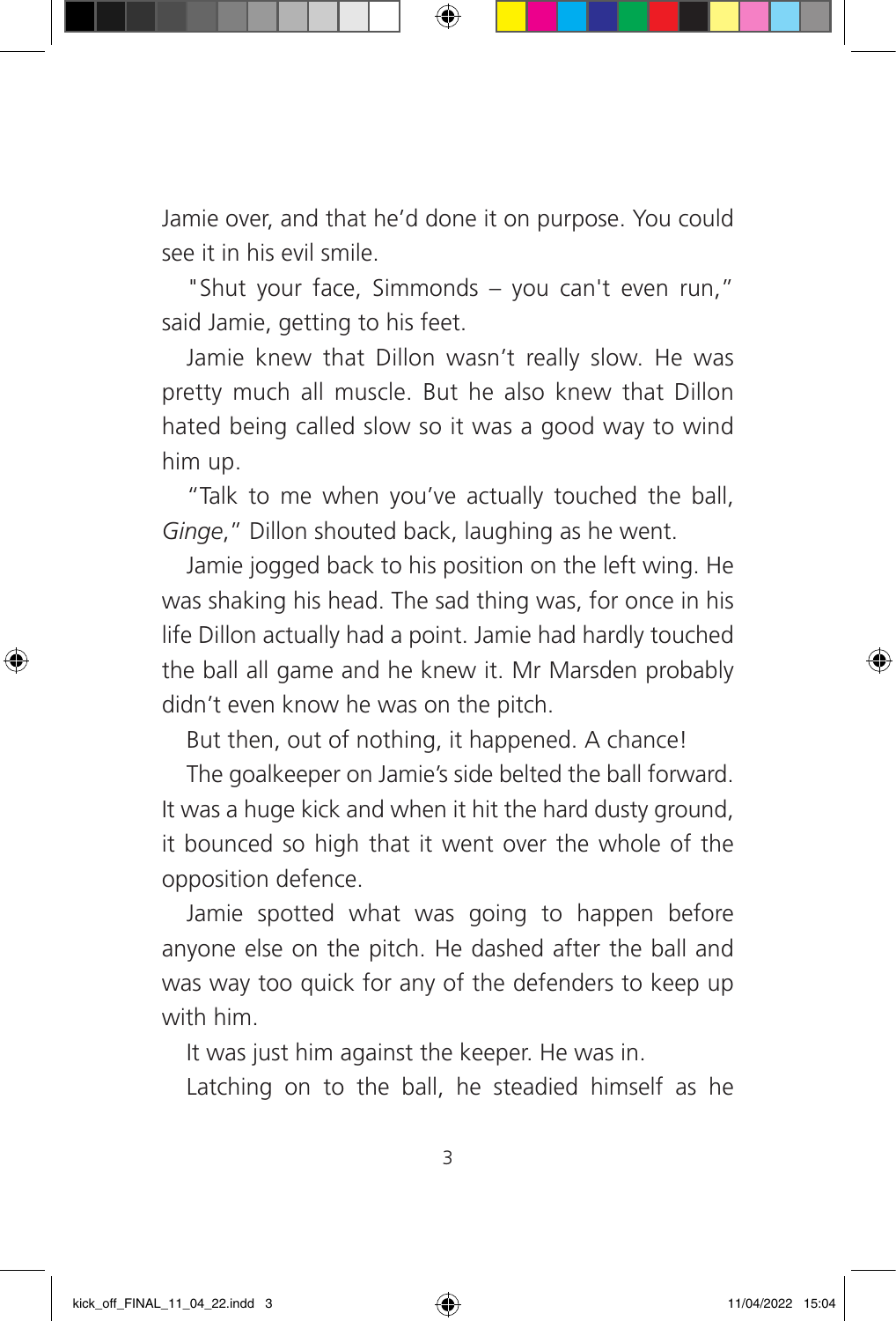Jamie over, and that he'd done it on purpose. You could see it in his evil smile.

"Shut your face, Simmonds – you can't even run," said Jamie, getting to his feet.

Jamie knew that Dillon wasn't really slow. He was pretty much all muscle. But he also knew that Dillon hated being called slow so it was a good way to wind him up.

"Talk to me when you've actually touched the ball, *Ginge*," Dillon shouted back, laughing as he went.

Jamie jogged back to his position on the left wing. He was shaking his head. The sad thing was, for once in his life Dillon actually had a point. Jamie had hardly touched the ball all game and he knew it. Mr Marsden probably didn't even know he was on the pitch.

But then, out of nothing, it happened. A chance!

The goalkeeper on Jamie's side belted the ball forward. It was a huge kick and when it hit the hard dusty ground, it bounced so high that it went over the whole of the opposition defence.

Jamie spotted what was going to happen before anyone else on the pitch. He dashed after the ball and was way too quick for any of the defenders to keep up with him.

It was just him against the keeper. He was in.

Latching on to the ball, he steadied himself as he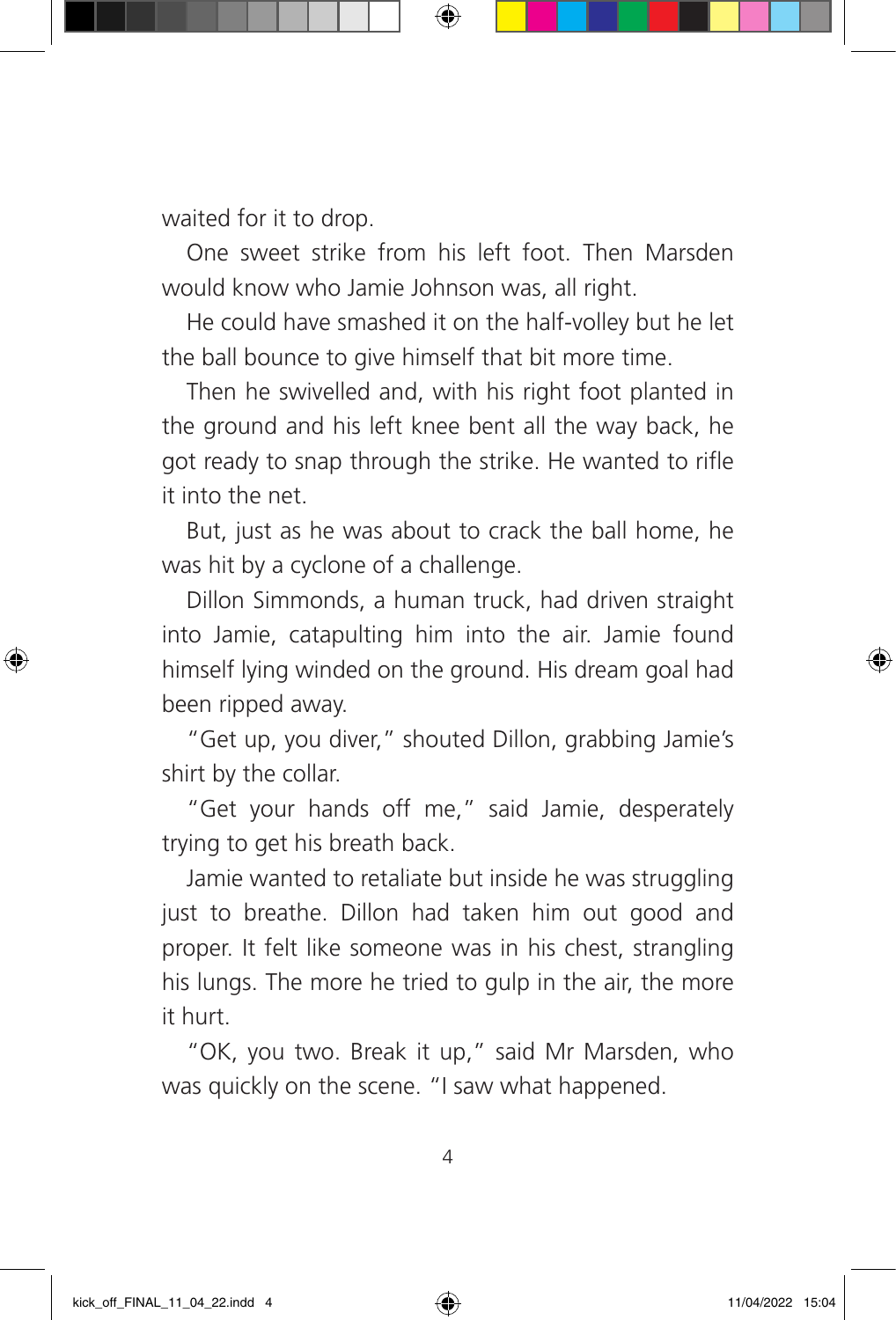waited for it to drop.

One sweet strike from his left foot. Then Marsden would know who Jamie Johnson was, all right.

He could have smashed it on the half-volley but he let the ball bounce to give himself that bit more time.

Then he swivelled and, with his right foot planted in the ground and his left knee bent all the way back, he got ready to snap through the strike. He wanted to rifle it into the net.

But, just as he was about to crack the ball home, he was hit by a cyclone of a challenge.

Dillon Simmonds, a human truck, had driven straight into Jamie, catapulting him into the air. Jamie found himself lying winded on the ground. His dream goal had been ripped away.

"Get up, you diver," shouted Dillon, grabbing Jamie's shirt by the collar.

"Get your hands off me," said Jamie, desperately trying to get his breath back.

Jamie wanted to retaliate but inside he was struggling just to breathe. Dillon had taken him out good and proper. It felt like someone was in his chest, strangling his lungs. The more he tried to gulp in the air, the more it hurt.

"OK, you two. Break it up," said Mr Marsden, who was quickly on the scene. "I saw what happened.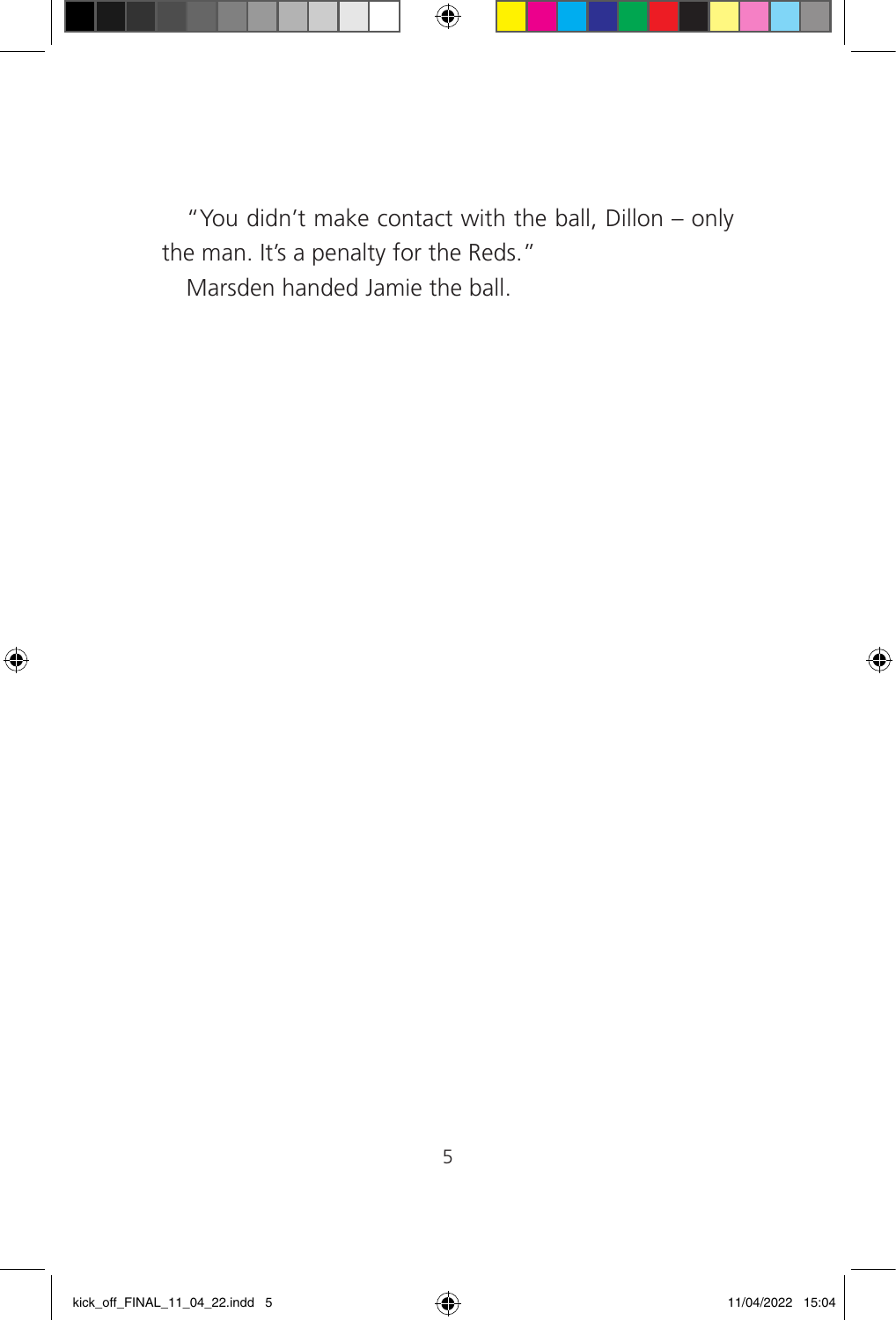"You didn't make contact with the ball, Dillon – only the man. It's a penalty for the Reds."

Marsden handed Jamie the ball.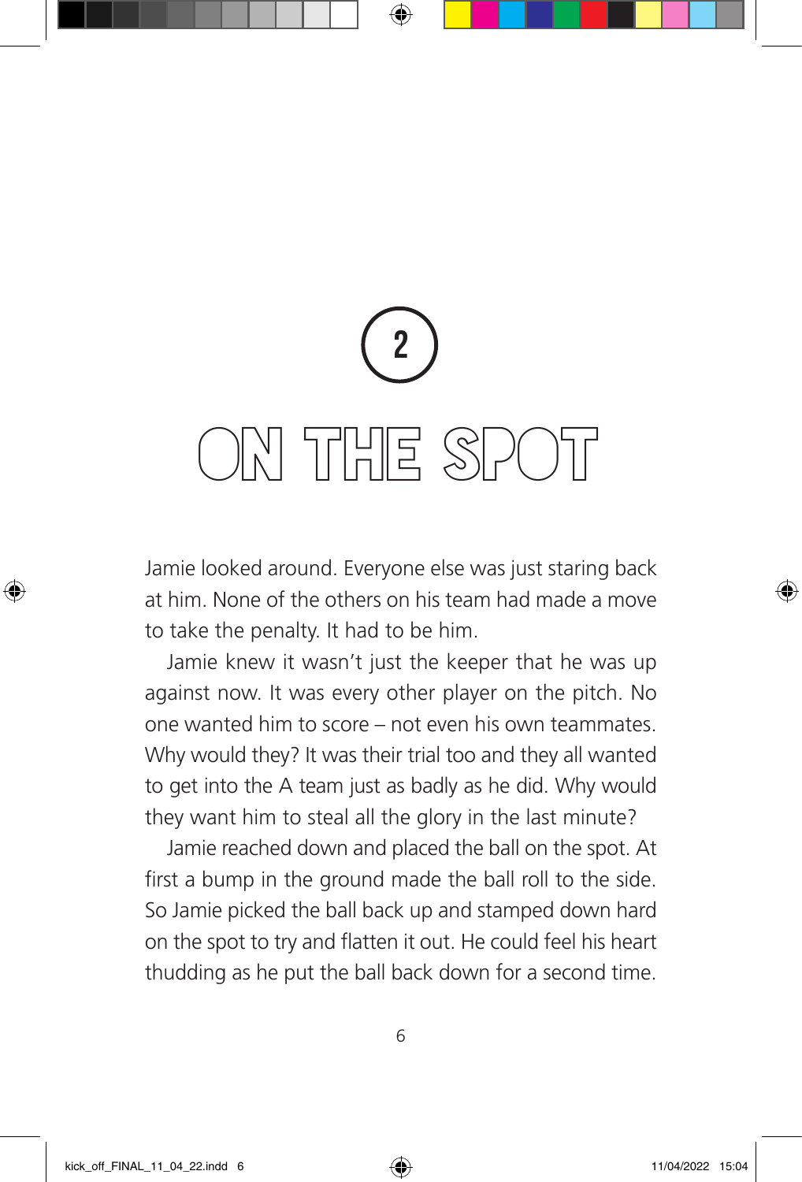# 2

# ON THE SPOT

Jamie looked around. Everyone else was just staring back at him. None of the others on his team had made a move to take the penalty. It had to be him.

Jamie knew it wasn't just the keeper that he was up against now. It was every other player on the pitch. No one wanted him to score – not even his own teammates. Why would they? It was their trial too and they all wanted to get into the A team just as badly as he did. Why would they want him to steal all the glory in the last minute?

Jamie reached down and placed the ball on the spot. At first a bump in the ground made the ball roll to the side. So Jamie picked the ball back up and stamped down hard on the spot to try and flatten it out. He could feel his heart thudding as he put the ball back down for a second time.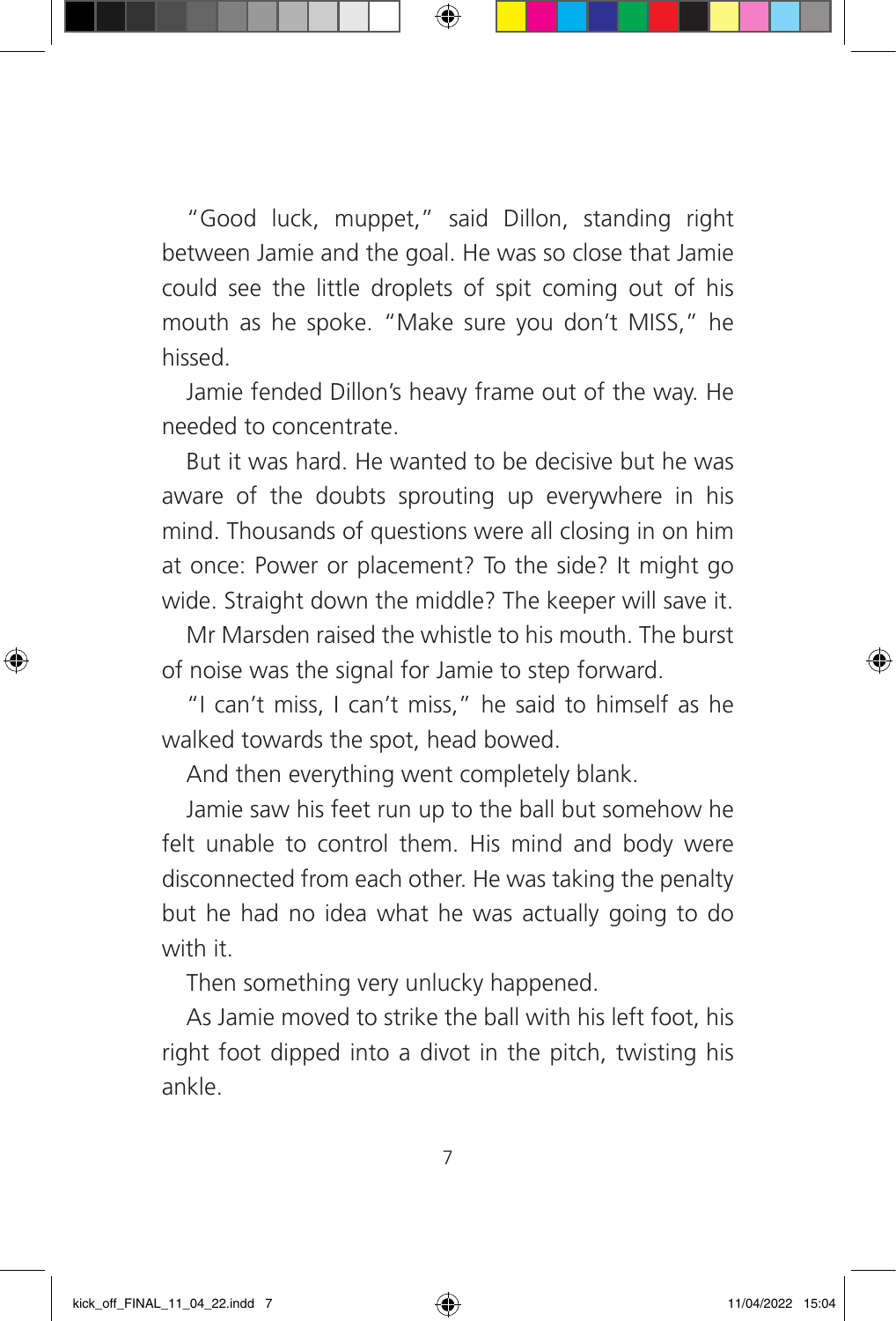"Good luck, muppet," said Dillon, standing right between Jamie and the goal. He was so close that Jamie could see the little droplets of spit coming out of his mouth as he spoke. "Make sure you don't MISS," he hissed.

Jamie fended Dillon's heavy frame out of the way. He needed to concentrate.

But it was hard. He wanted to be decisive but he was aware of the doubts sprouting up everywhere in his mind. Thousands of questions were all closing in on him at once: Power or placement? To the side? It might go wide. Straight down the middle? The keeper will save it.

Mr Marsden raised the whistle to his mouth. The burst of noise was the signal for Jamie to step forward.

"I can't miss, I can't miss," he said to himself as he walked towards the spot, head bowed.

And then everything went completely blank.

Jamie saw his feet run up to the ball but somehow he felt unable to control them. His mind and body were disconnected from each other. He was taking the penalty but he had no idea what he was actually going to do with it.

Then something very unlucky happened.

As Jamie moved to strike the ball with his left foot, his right foot dipped into a divot in the pitch, twisting his ankle.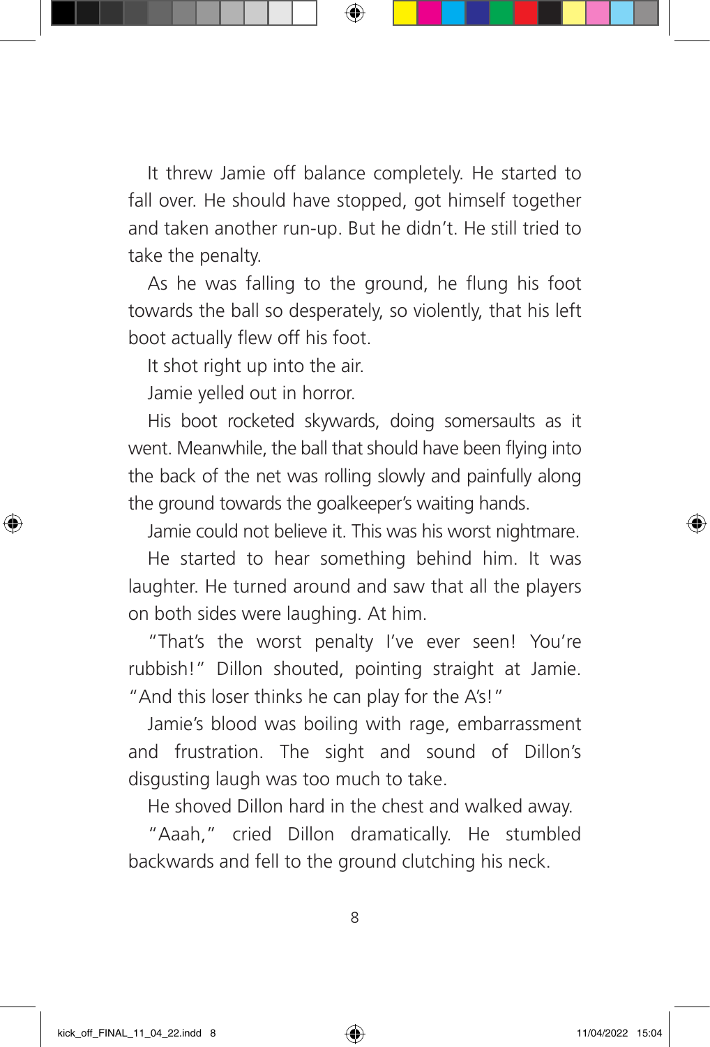It threw Jamie off balance completely. He started to fall over. He should have stopped, got himself together and taken another run-up. But he didn't. He still tried to take the penalty.

As he was falling to the ground, he flung his foot towards the ball so desperately, so violently, that his left boot actually flew off his foot.

It shot right up into the air.

Jamie yelled out in horror.

His boot rocketed skywards, doing somersaults as it went. Meanwhile, the ball that should have been flying into the back of the net was rolling slowly and painfully along the ground towards the goalkeeper's waiting hands.

Jamie could not believe it. This was his worst nightmare.

He started to hear something behind him. It was laughter. He turned around and saw that all the players on both sides were laughing. At him.

"That's the worst penalty I've ever seen! You're rubbish!" Dillon shouted, pointing straight at Jamie. "And this loser thinks he can play for the A's!"

Jamie's blood was boiling with rage, embarrassment and frustration. The sight and sound of Dillon's disgusting laugh was too much to take.

He shoved Dillon hard in the chest and walked away.

"Aaah," cried Dillon dramatically. He stumbled backwards and fell to the ground clutching his neck.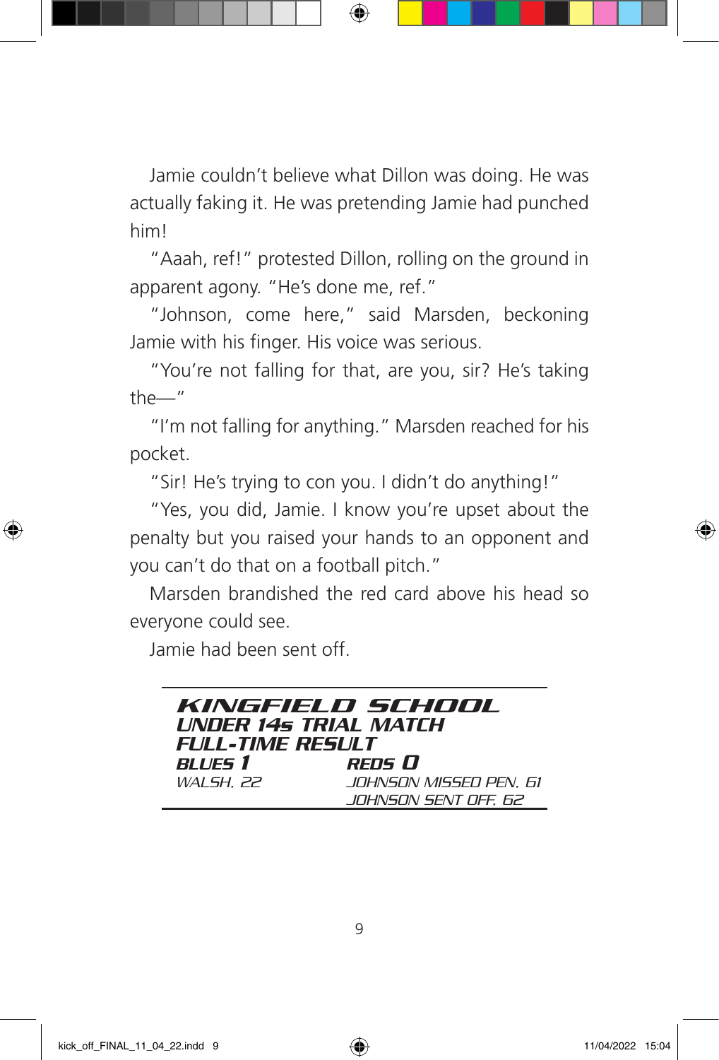Jamie couldn't believe what Dillon was doing. He was actually faking it. He was pretending Jamie had punched him!

"Aaah, ref!" protested Dillon, rolling on the ground in apparent agony. "He's done me, ref."

"Johnson, come here," said Marsden, beckoning Jamie with his finger. His voice was serious.

"You're not falling for that, are you, sir? He's taking the—"

"I'm not falling for anything." Marsden reached for his pocket.

"Sir! He's trying to con you. I didn't do anything!"

"Yes, you did, Jamie. I know you're upset about the penalty but you raised your hands to an opponent and you can't do that on a football pitch."

Marsden brandished the red card above his head so everyone could see.

Jamie had been sent off.

---

***KINGFIELD SCHOOL***
***UNDER 14s TRIAL MATCH***
***FULL-TIME RESULT***

| ***BLUES 1*** | ***REDS 0*** |
|---|---|
| *WALSH, 22* | *JOHNSON MISSED PEN, 61* |
| | *JOHNSON SENT OFF, 62* |

---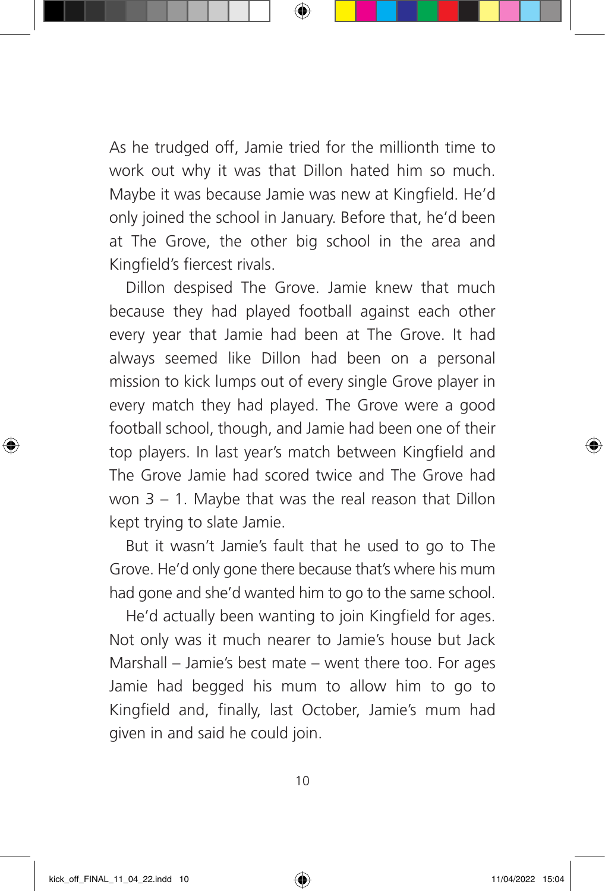As he trudged off, Jamie tried for the millionth time to work out why it was that Dillon hated him so much. Maybe it was because Jamie was new at Kingfield. He'd only joined the school in January. Before that, he'd been at The Grove, the other big school in the area and Kingfield's fiercest rivals.

Dillon despised The Grove. Jamie knew that much because they had played football against each other every year that Jamie had been at The Grove. It had always seemed like Dillon had been on a personal mission to kick lumps out of every single Grove player in every match they had played. The Grove were a good football school, though, and Jamie had been one of their top players. In last year's match between Kingfield and The Grove Jamie had scored twice and The Grove had won 3 – 1. Maybe that was the real reason that Dillon kept trying to slate Jamie.

But it wasn't Jamie's fault that he used to go to The Grove. He'd only gone there because that's where his mum had gone and she'd wanted him to go to the same school.

He'd actually been wanting to join Kingfield for ages. Not only was it much nearer to Jamie's house but Jack Marshall – Jamie's best mate – went there too. For ages Jamie had begged his mum to allow him to go to Kingfield and, finally, last October, Jamie's mum had given in and said he could join.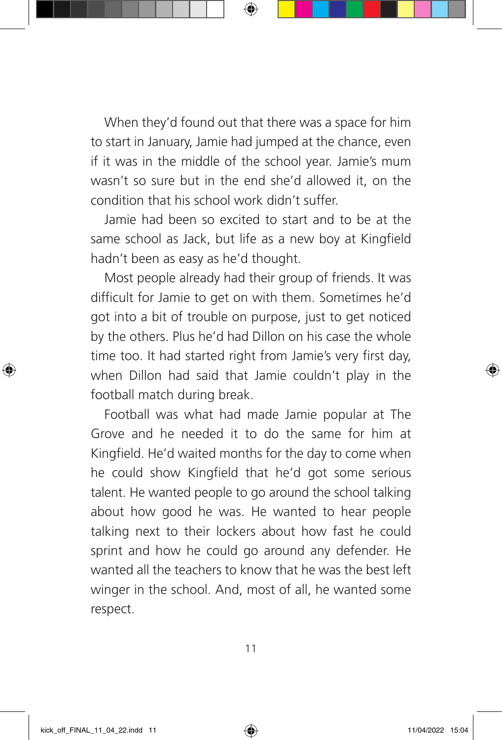When they'd found out that there was a space for him to start in January, Jamie had jumped at the chance, even if it was in the middle of the school year. Jamie's mum wasn't so sure but in the end she'd allowed it, on the condition that his school work didn't suffer.

Jamie had been so excited to start and to be at the same school as Jack, but life as a new boy at Kingfield hadn't been as easy as he'd thought.

Most people already had their group of friends. It was difficult for Jamie to get on with them. Sometimes he'd got into a bit of trouble on purpose, just to get noticed by the others. Plus he'd had Dillon on his case the whole time too. It had started right from Jamie's very first day, when Dillon had said that Jamie couldn't play in the football match during break.

Football was what had made Jamie popular at The Grove and he needed it to do the same for him at Kingfield. He'd waited months for the day to come when he could show Kingfield that he'd got some serious talent. He wanted people to go around the school talking about how good he was. He wanted to hear people talking next to their lockers about how fast he could sprint and how he could go around any defender. He wanted all the teachers to know that he was the best left winger in the school. And, most of all, he wanted some respect.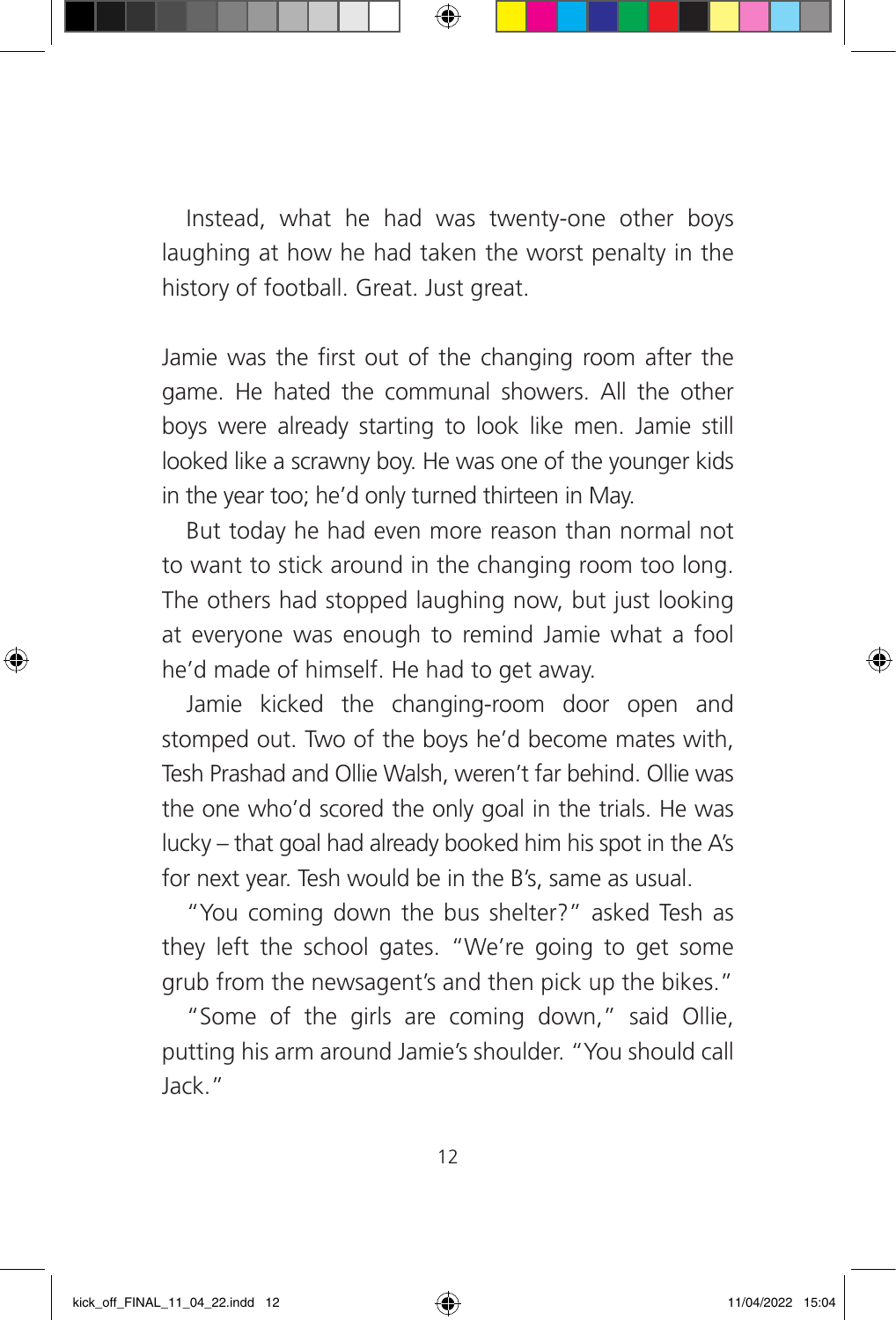Instead, what he had was twenty-one other boys laughing at how he had taken the worst penalty in the history of football. Great. Just great.

Jamie was the first out of the changing room after the game. He hated the communal showers. All the other boys were already starting to look like men. Jamie still looked like a scrawny boy. He was one of the younger kids in the year too; he'd only turned thirteen in May.

But today he had even more reason than normal not to want to stick around in the changing room too long. The others had stopped laughing now, but just looking at everyone was enough to remind Jamie what a fool he'd made of himself. He had to get away.

Jamie kicked the changing-room door open and stomped out. Two of the boys he'd become mates with, Tesh Prashad and Ollie Walsh, weren't far behind. Ollie was the one who'd scored the only goal in the trials. He was lucky – that goal had already booked him his spot in the A's for next year. Tesh would be in the B's, same as usual.

"You coming down the bus shelter?" asked Tesh as they left the school gates. "We're going to get some grub from the newsagent's and then pick up the bikes."

"Some of the girls are coming down," said Ollie, putting his arm around Jamie's shoulder. "You should call Jack."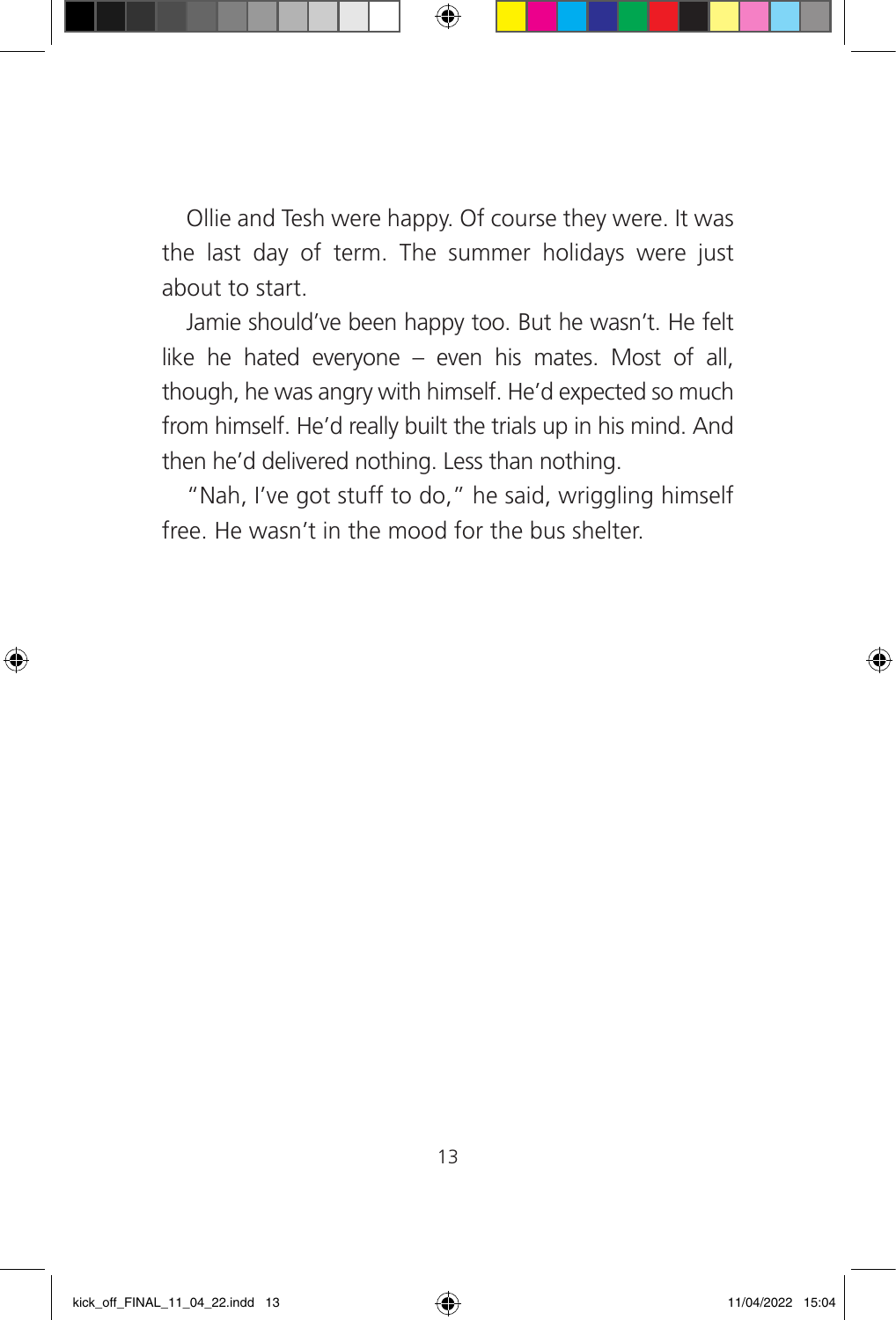Ollie and Tesh were happy. Of course they were. It was the last day of term. The summer holidays were just about to start.

Jamie should've been happy too. But he wasn't. He felt like he hated everyone – even his mates. Most of all, though, he was angry with himself. He'd expected so much from himself. He'd really built the trials up in his mind. And then he'd delivered nothing. Less than nothing.

"Nah, I've got stuff to do," he said, wriggling himself free. He wasn't in the mood for the bus shelter.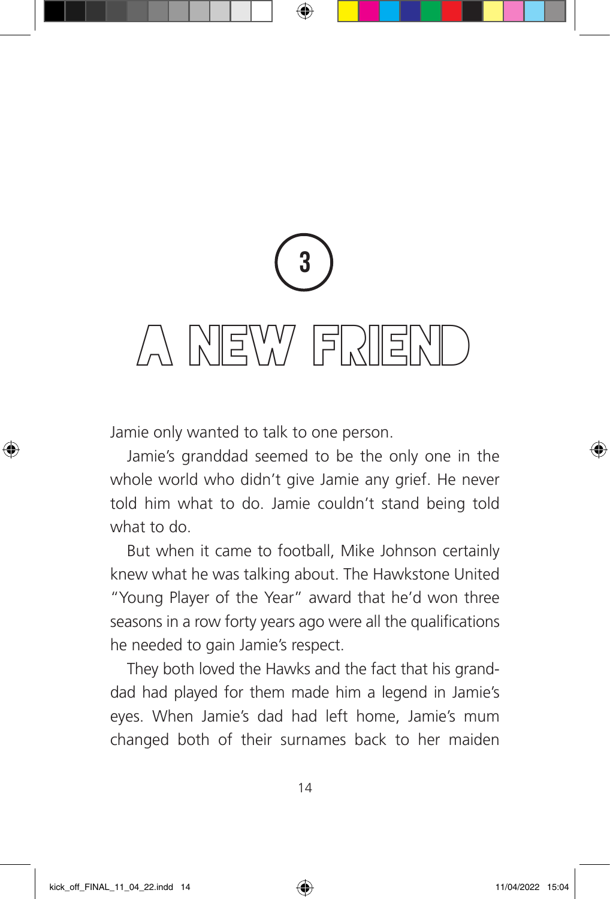# 3

# A NEW FRIEND

Jamie only wanted to talk to one person.

Jamie's granddad seemed to be the only one in the whole world who didn't give Jamie any grief. He never told him what to do. Jamie couldn't stand being told what to do.

But when it came to football, Mike Johnson certainly knew what he was talking about. The Hawkstone United "Young Player of the Year" award that he'd won three seasons in a row forty years ago were all the qualifications he needed to gain Jamie's respect.

They both loved the Hawks and the fact that his granddad had played for them made him a legend in Jamie's eyes. When Jamie's dad had left home, Jamie's mum changed both of their surnames back to her maiden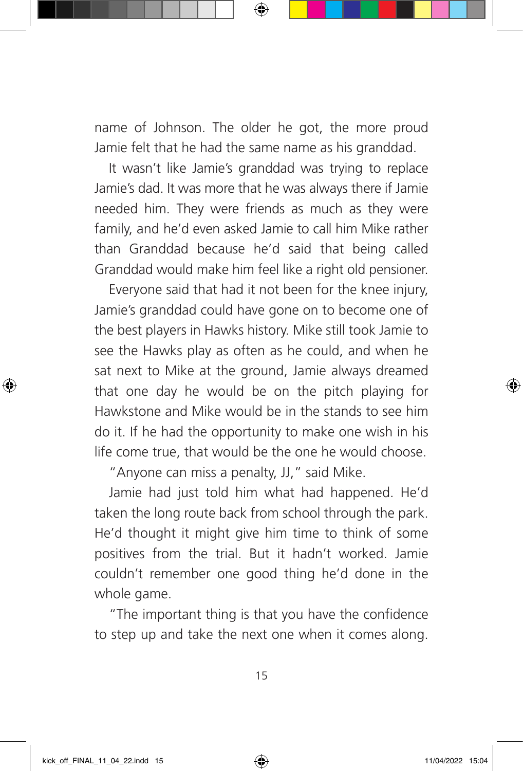name of Johnson. The older he got, the more proud Jamie felt that he had the same name as his granddad.

It wasn't like Jamie's granddad was trying to replace Jamie's dad. It was more that he was always there if Jamie needed him. They were friends as much as they were family, and he'd even asked Jamie to call him Mike rather than Granddad because he'd said that being called Granddad would make him feel like a right old pensioner.

Everyone said that had it not been for the knee injury, Jamie's granddad could have gone on to become one of the best players in Hawks history. Mike still took Jamie to see the Hawks play as often as he could, and when he sat next to Mike at the ground, Jamie always dreamed that one day he would be on the pitch playing for Hawkstone and Mike would be in the stands to see him do it. If he had the opportunity to make one wish in his life come true, that would be the one he would choose.

"Anyone can miss a penalty, JJ," said Mike.

Jamie had just told him what had happened. He'd taken the long route back from school through the park. He'd thought it might give him time to think of some positives from the trial. But it hadn't worked. Jamie couldn't remember one good thing he'd done in the whole game.

"The important thing is that you have the confidence to step up and take the next one when it comes along.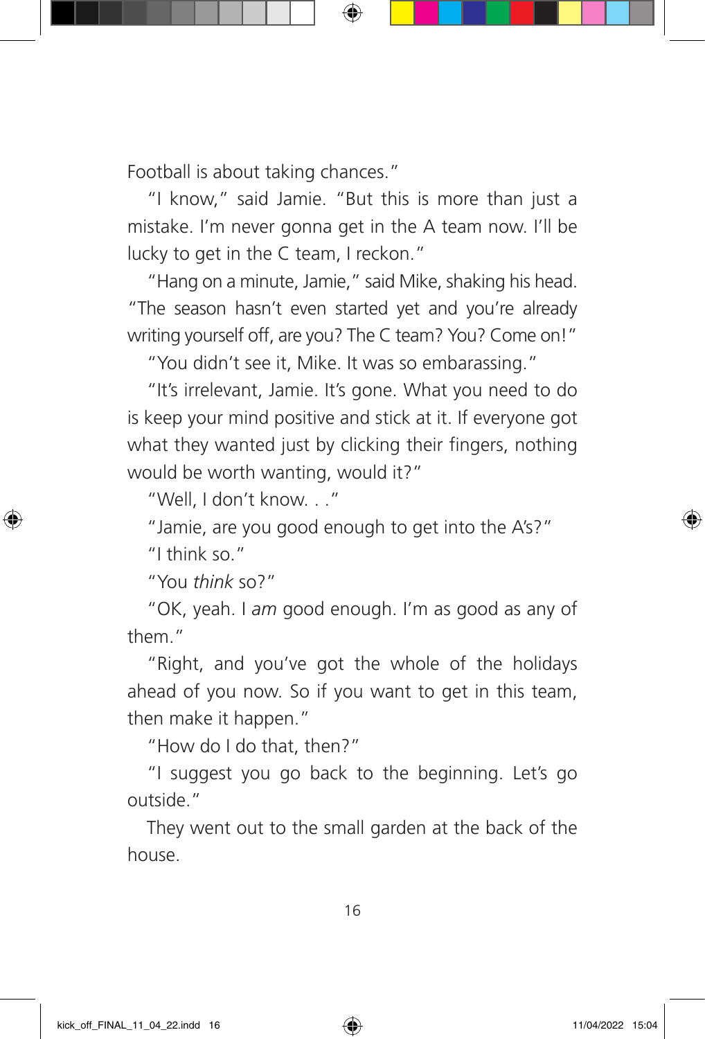Football is about taking chances."

"I know," said Jamie. "But this is more than just a mistake. I'm never gonna get in the A team now. I'll be lucky to get in the C team, I reckon."

"Hang on a minute, Jamie," said Mike, shaking his head. "The season hasn't even started yet and you're already writing yourself off, are you? The C team? You? Come on!"

"You didn't see it, Mike. It was so embarassing."

"It's irrelevant, Jamie. It's gone. What you need to do is keep your mind positive and stick at it. If everyone got what they wanted just by clicking their fingers, nothing would be worth wanting, would it?"

"Well, I don't know. . ."

"Jamie, are you good enough to get into the A's?"

"I think so."

"You *think* so?"

"OK, yeah. I *am* good enough. I'm as good as any of them."

"Right, and you've got the whole of the holidays ahead of you now. So if you want to get in this team, then make it happen."

"How do I do that, then?"

"I suggest you go back to the beginning. Let's go outside."

They went out to the small garden at the back of the house.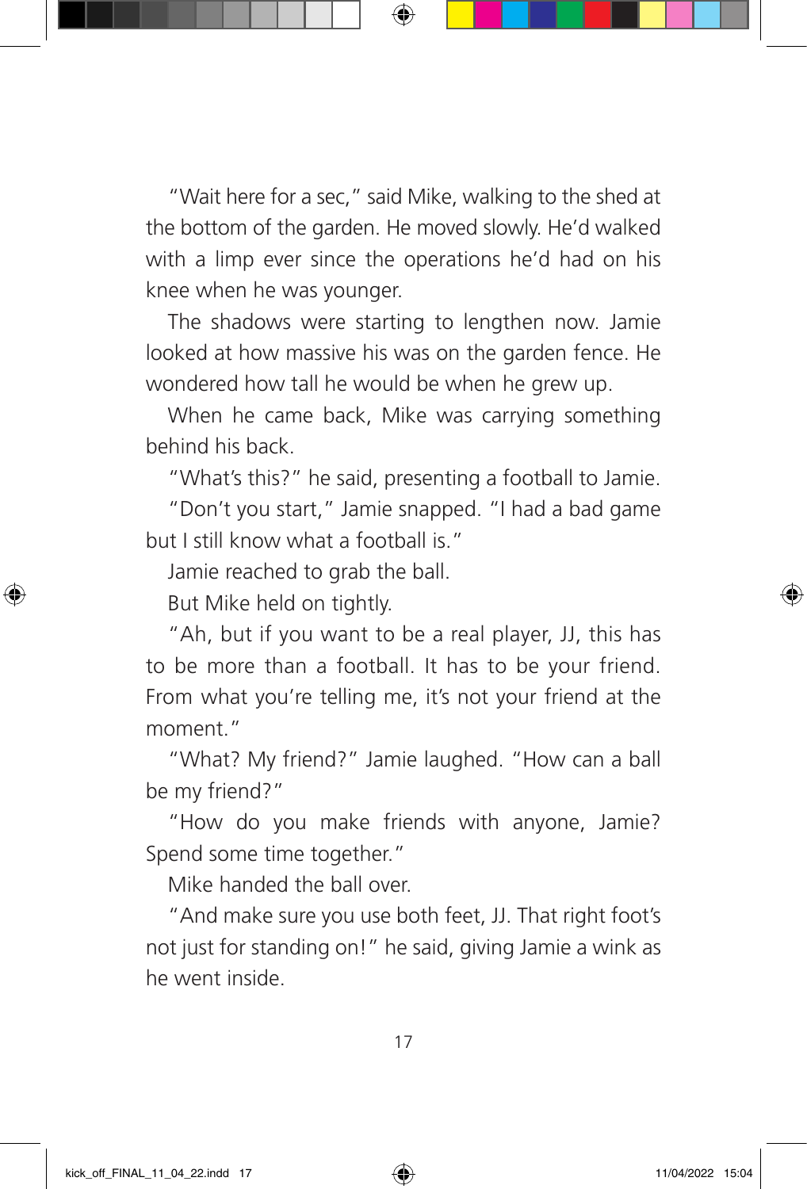"Wait here for a sec," said Mike, walking to the shed at the bottom of the garden. He moved slowly. He'd walked with a limp ever since the operations he'd had on his knee when he was younger.

The shadows were starting to lengthen now. Jamie looked at how massive his was on the garden fence. He wondered how tall he would be when he grew up.

When he came back, Mike was carrying something behind his back.

"What's this?" he said, presenting a football to Jamie.

"Don't you start," Jamie snapped. "I had a bad game but I still know what a football is."

Jamie reached to grab the ball.

But Mike held on tightly.

"Ah, but if you want to be a real player, JJ, this has to be more than a football. It has to be your friend. From what you're telling me, it's not your friend at the moment."

"What? My friend?" Jamie laughed. "How can a ball be my friend?"

"How do you make friends with anyone, Jamie? Spend some time together."

Mike handed the ball over.

"And make sure you use both feet, JJ. That right foot's not just for standing on!" he said, giving Jamie a wink as he went inside.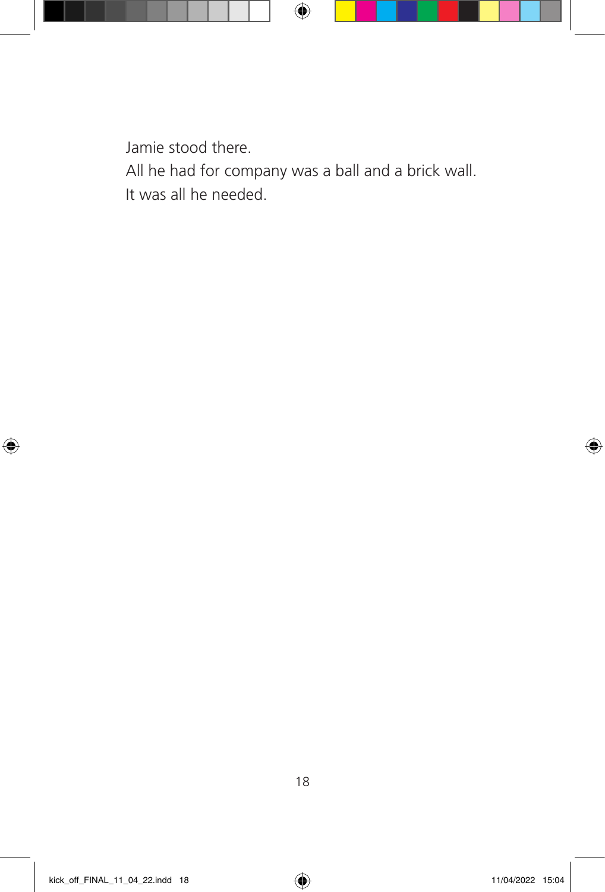Jamie stood there.
All he had for company was a ball and a brick wall.
It was all he needed.